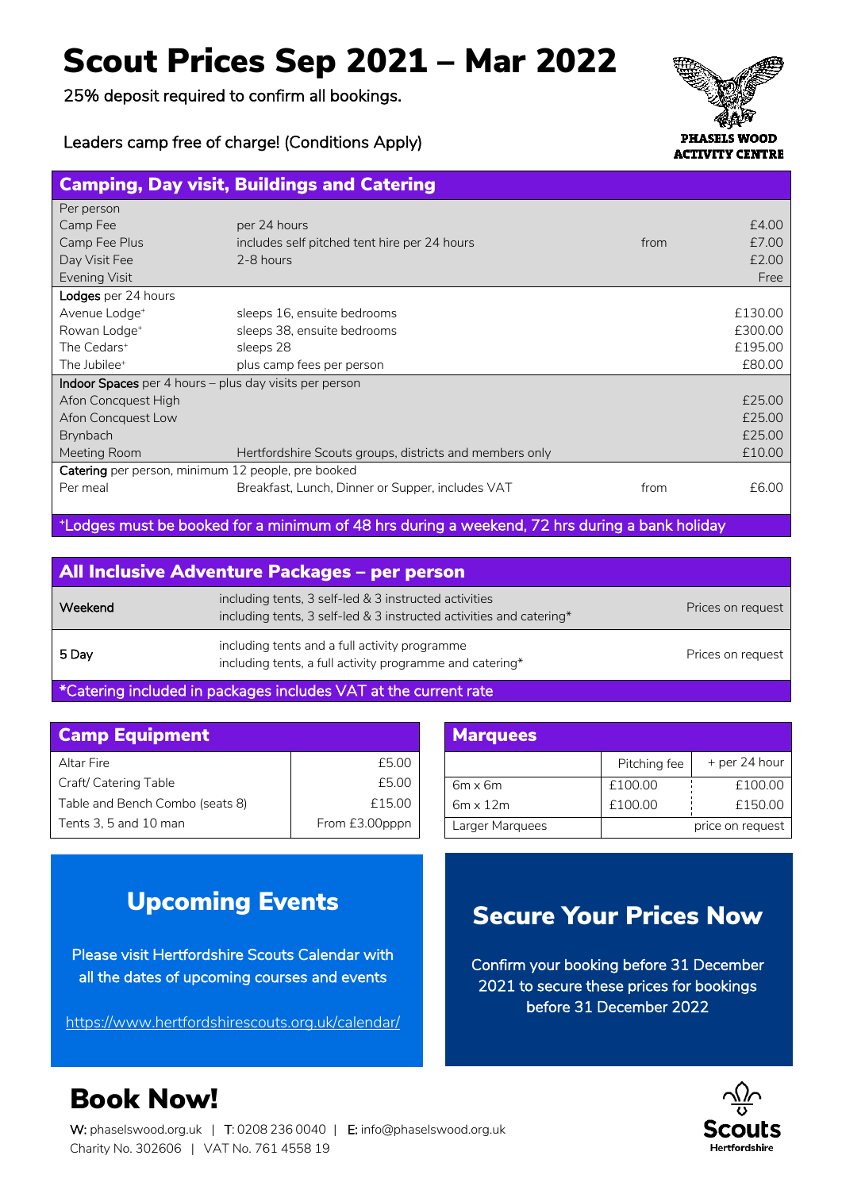# Scout Prices Sep 2021 – Mar 2022

25% deposit required to confirm all bookings.

Leaders camp free of charge! (Conditions Apply)

PHASELS WOOD ACTIVITY CENTRE

## Camping, Day visit, Buildings and Catering

| | | | |
|---|---|---|---|
| Per person | | | |
| Camp Fee | per 24 hours | | £4.00 |
| Camp Fee Plus | includes self pitched tent hire per 24 hours | from | £7.00 |
| Day Visit Fee | 2-8 hours | | £2.00 |
| Evening Visit | | | Free |
| **Lodges** per 24 hours | | | |
| Avenue Lodge⁺ | sleeps 16, ensuite bedrooms | | £130.00 |
| Rowan Lodge⁺ | sleeps 38, ensuite bedrooms | | £300.00 |
| The Cedars⁺ | sleeps 28 | | £195.00 |
| The Jubilee⁺ | plus camp fees per person | | £80.00 |
| **Indoor Spaces** per 4 hours – plus day visits per person | | | |
| Afon Concquest High | | | £25.00 |
| Afon Concquest Low | | | £25.00 |
| Brynbach | | | £25.00 |
| Meeting Room | Hertfordshire Scouts groups, districts and members only | | £10.00 |
| **Catering** per person, minimum 12 people, pre booked | | | |
| Per meal | Breakfast, Lunch, Dinner or Supper, includes VAT | from | £6.00 |

⁺Lodges must be booked for a minimum of 48 hrs during a weekend, 72 hrs during a bank holiday

## All Inclusive Adventure Packages – per person

| | | |
|---|---|---|
| Weekend | including tents, 3 self-led & 3 instructed activities<br>including tents, 3 self-led & 3 instructed activities and catering* | Prices on request |
| 5 Day | including tents and a full activity programme<br>including tents, a full activity programme and catering* | Prices on request |

*Catering included in packages includes VAT at the current rate

## Camp Equipment

| | |
|---|---|
| Altar Fire | £5.00 |
| Craft/ Catering Table | £5.00 |
| Table and Bench Combo (seats 8) | £15.00 |
| Tents 3, 5 and 10 man | From £3.00pppn |

## Marquees

| | Pitching fee | + per 24 hour |
|---|---|---|
| 6m x 6m | £100.00 | £100.00 |
| 6m x 12m | £100.00 | £150.00 |
| Larger Marquees | | price on request |

## Upcoming Events

Please visit Hertfordshire Scouts Calendar with all the dates of upcoming courses and events

https://www.hertfordshirescouts.org.uk/calendar/

## Secure Your Prices Now

Confirm your booking before 31 December 2021 to secure these prices for bookings before 31 December 2022

# Book Now!

**W:** phaselswood.org.uk | **T:** 0208 236 0040 | **E:** info@phaselswood.org.uk
Charity No. 302606 | VAT No. 761 4558 19

Scouts Hertfordshire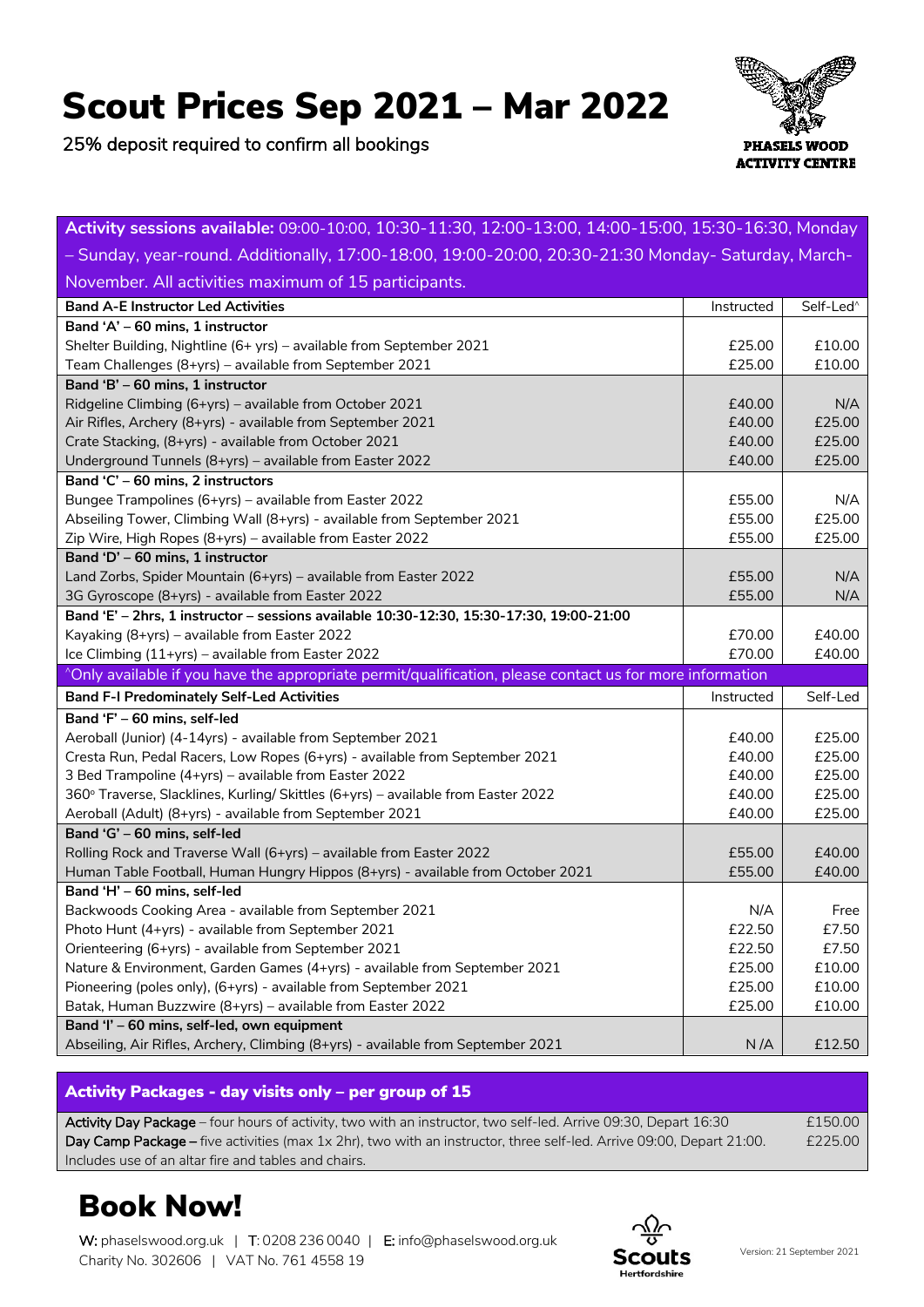# Scout Prices Sep 2021 – Mar 2022

25% deposit required to confirm all bookings

PHASELS WOOD ACTIVITY CENTRE

**Activity sessions available:** 09:00-10:00, 10:30-11:30, 12:00-13:00, 14:00-15:00, 15:30-16:30, Monday – Sunday, year-round. Additionally, 17:00-18:00, 19:00-20:00, 20:30-21:30 Monday- Saturday, March-November. All activities maximum of 15 participants.

| **Band A-E Instructor Led Activities** | Instructed | Self-Led^ |
|---|---|---|
| **Band 'A' – 60 mins, 1 instructor** | | |
| Shelter Building, Nightline (6+ yrs) – available from September 2021 | £25.00 | £10.00 |
| Team Challenges (8+yrs) – available from September 2021 | £25.00 | £10.00 |
| **Band 'B' – 60 mins, 1 instructor** | | |
| Ridgeline Climbing (6+yrs) – available from October 2021 | £40.00 | N/A |
| Air Rifles, Archery (8+yrs) - available from September 2021 | £40.00 | £25.00 |
| Crate Stacking, (8+yrs) - available from October 2021 | £40.00 | £25.00 |
| Underground Tunnels (8+yrs) – available from Easter 2022 | £40.00 | £25.00 |
| **Band 'C' – 60 mins, 2 instructors** | | |
| Bungee Trampolines (6+yrs) – available from Easter 2022 | £55.00 | N/A |
| Abseiling Tower, Climbing Wall (8+yrs) - available from September 2021 | £55.00 | £25.00 |
| Zip Wire, High Ropes (8+yrs) – available from Easter 2022 | £55.00 | £25.00 |
| **Band 'D' – 60 mins, 1 instructor** | | |
| Land Zorbs, Spider Mountain (6+yrs) – available from Easter 2022 | £55.00 | N/A |
| 3G Gyroscope (8+yrs) - available from Easter 2022 | £55.00 | N/A |
| **Band 'E' – 2hrs, 1 instructor – sessions available 10:30-12:30, 15:30-17:30, 19:00-21:00** | | |
| Kayaking (8+yrs) – available from Easter 2022 | £70.00 | £40.00 |
| Ice Climbing (11+yrs) – available from Easter 2022 | £70.00 | £40.00 |

^Only available if you have the appropriate permit/qualification, please contact us for more information

| **Band F-I Predominately Self-Led Activities** | Instructed | Self-Led |
|---|---|---|
| **Band 'F' – 60 mins, self-led** | | |
| Aeroball (Junior) (4-14yrs) - available from September 2021 | £40.00 | £25.00 |
| Cresta Run, Pedal Racers, Low Ropes (6+yrs) - available from September 2021 | £40.00 | £25.00 |
| 3 Bed Trampoline (4+yrs) – available from Easter 2022 | £40.00 | £25.00 |
| 360° Traverse, Slacklines, Kurling/ Skittles (6+yrs) – available from Easter 2022 | £40.00 | £25.00 |
| Aeroball (Adult) (8+yrs) - available from September 2021 | £40.00 | £25.00 |
| **Band 'G' – 60 mins, self-led** | | |
| Rolling Rock and Traverse Wall (6+yrs) – available from Easter 2022 | £55.00 | £40.00 |
| Human Table Football, Human Hungry Hippos (8+yrs) - available from October 2021 | £55.00 | £40.00 |
| **Band 'H' – 60 mins, self-led** | | |
| Backwoods Cooking Area - available from September 2021 | N/A | Free |
| Photo Hunt (4+yrs) - available from September 2021 | £22.50 | £7.50 |
| Orienteering (6+yrs) - available from September 2021 | £22.50 | £7.50 |
| Nature & Environment, Garden Games (4+yrs) - available from September 2021 | £25.00 | £10.00 |
| Pioneering (poles only), (6+yrs) - available from September 2021 | £25.00 | £10.00 |
| Batak, Human Buzzwire (8+yrs) – available from Easter 2022 | £25.00 | £10.00 |
| **Band 'I' – 60 mins, self-led, own equipment** | | |
| Abseiling, Air Rifles, Archery, Climbing (8+yrs) - available from September 2021 | N/A | £12.50 |

## Activity Packages - day visits only – per group of 15

| | |
|---|---|
| **Activity Day Package** – four hours of activity, two with an instructor, two self-led. Arrive 09:30, Depart 16:30 | £150.00 |
| **Day Camp Package** – five activities (max 1x 2hr), two with an instructor, three self-led. Arrive 09:00, Depart 21:00. Includes use of an altar fire and tables and chairs. | £225.00 |

# Book Now!

**W:** phaselswood.org.uk | **T:** 0208 236 0040 | **E:** info@phaselswood.org.uk
Charity No. 302606 | VAT No. 761 4558 19

Scouts Hertfordshire

Version: 21 September 2021